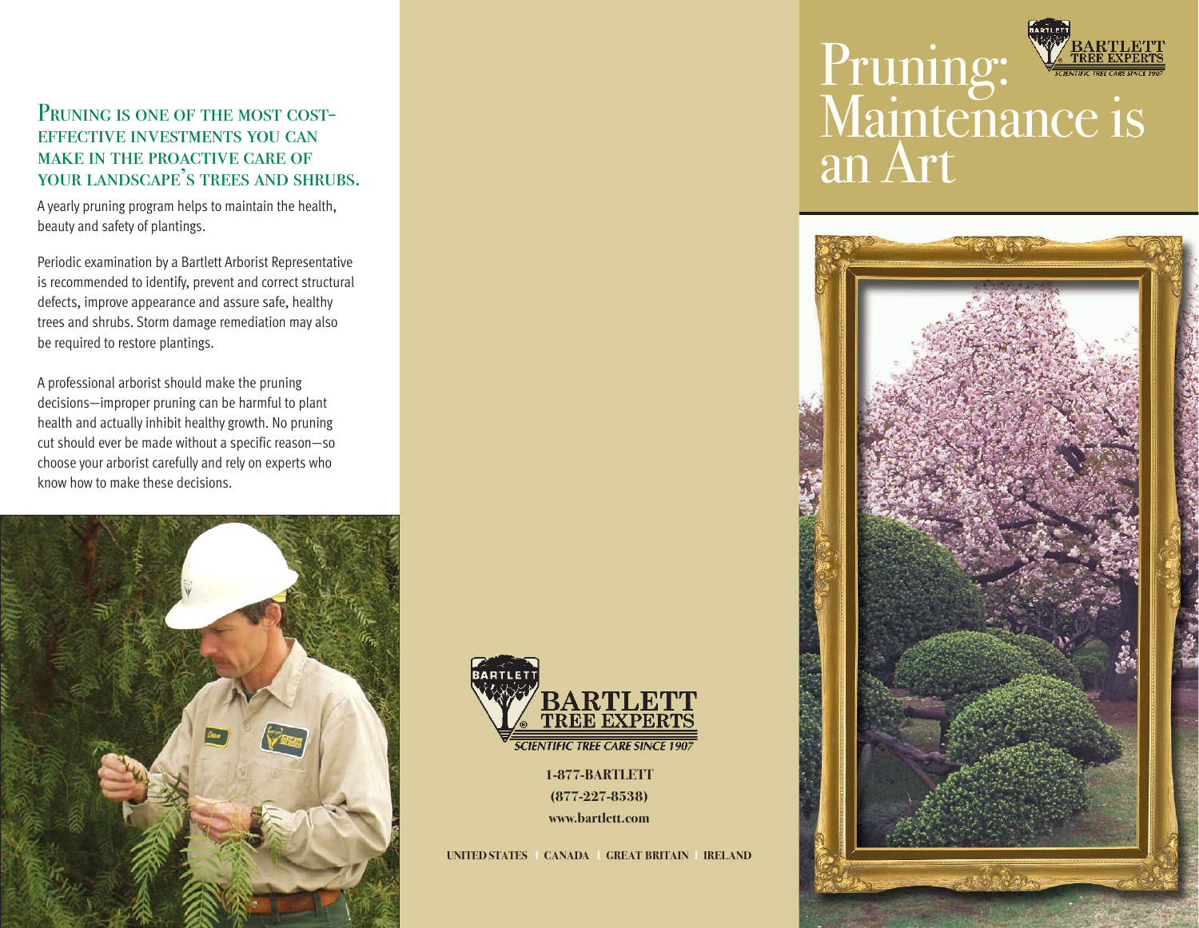# Pruning: Maintenance is an Art

BARTLETT TREE EXPERTS
SCIENTIFIC TREE CARE SINCE 1907

## Pruning is one of the most cost-effective investments you can make in the proactive care of your landscape's trees and shrubs.

A yearly pruning program helps to maintain the health, beauty and safety of plantings.

Periodic examination by a Bartlett Arborist Representative is recommended to identify, prevent and correct structural defects, improve appearance and assure safe, healthy trees and shrubs. Storm damage remediation may also be required to restore plantings.

A professional arborist should make the pruning decisions—improper pruning can be harmful to plant health and actually inhibit healthy growth. No pruning cut should ever be made without a specific reason—so choose your arborist carefully and rely on experts who know how to make these decisions.

BARTLETT TREE EXPERTS
SCIENTIFIC TREE CARE SINCE 1907

**1-877-BARTLETT**
**(877-227-8538)**
**www.bartlett.com**

**UNITED STATES | CANADA | GREAT BRITAIN | IRELAND**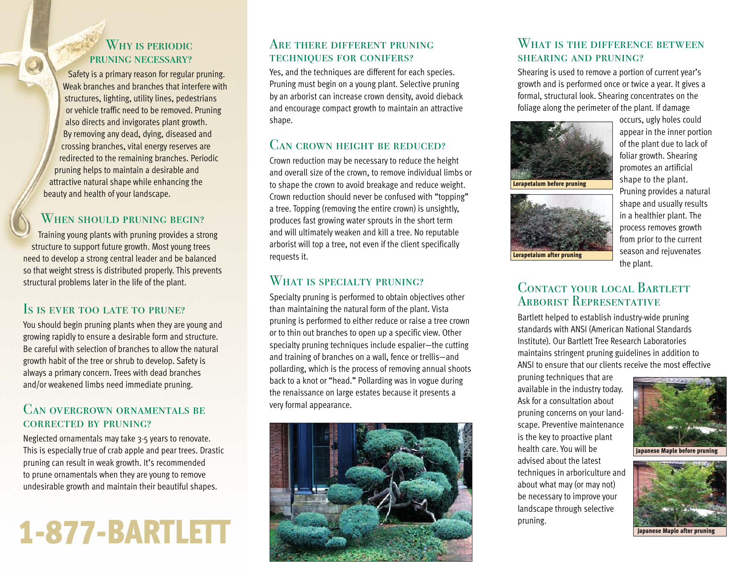## Why is periodic pruning necessary?

Safety is a primary reason for regular pruning. Weak branches and branches that interfere with structures, lighting, utility lines, pedestrians or vehicle traffic need to be removed. Pruning also directs and invigorates plant growth. By removing any dead, dying, diseased and crossing branches, vital energy reserves are redirected to the remaining branches. Periodic pruning helps to maintain a desirable and attractive natural shape while enhancing the beauty and health of your landscape.

## When should pruning begin?

Training young plants with pruning provides a strong structure to support future growth. Most young trees need to develop a strong central leader and be balanced so that weight stress is distributed properly. This prevents structural problems later in the life of the plant.

## Is is ever too late to prune?

You should begin pruning plants when they are young and growing rapidly to ensure a desirable form and structure. Be careful with selection of branches to allow the natural growth habit of the tree or shrub to develop. Safety is always a primary concern. Trees with dead branches and/or weakened limbs need immediate pruning.

## Can overgrown ornamentals be corrected by pruning?

Neglected ornamentals may take 3-5 years to renovate. This is especially true of crab apple and pear trees. Drastic pruning can result in weak growth. It's recommended to prune ornamentals when they are young to remove undesirable growth and maintain their beautiful shapes.

# 1-877-BARTLETT

## Are there different pruning techniques for conifers?

Yes, and the techniques are different for each species. Pruning must begin on a young plant. Selective pruning by an arborist can increase crown density, avoid dieback and encourage compact growth to maintain an attractive shape.

## Can crown height be reduced?

Crown reduction may be necessary to reduce the height and overall size of the crown, to remove individual limbs or to shape the crown to avoid breakage and reduce weight. Crown reduction should never be confused with "topping" a tree. Topping (removing the entire crown) is unsightly, produces fast growing water sprouts in the short term and will ultimately weaken and kill a tree. No reputable arborist will top a tree, not even if the client specifically requests it.

## What is specialty pruning?

Specialty pruning is performed to obtain objectives other than maintaining the natural form of the plant. Vista pruning is performed to either reduce or raise a tree crown or to thin out branches to open up a specific view. Other specialty pruning techniques include espalier—the cutting and training of branches on a wall, fence or trellis—and pollarding, which is the process of removing annual shoots back to a knot or "head." Pollarding was in vogue during the renaissance on large estates because it presents a very formal appearance.

## What is the difference between shearing and pruning?

Shearing is used to remove a portion of current year's growth and is performed once or twice a year. It gives a formal, structural look. Shearing concentrates on the foliage along the perimeter of the plant. If damage occurs, ugly holes could appear in the inner portion of the plant due to lack of foliar growth. Shearing promotes an artificial shape to the plant. Pruning provides a natural shape and usually results in a healthier plant. The process removes growth from prior to the current season and rejuvenates the plant.

**Lorapetalum before pruning**

**Lorapetalum after pruning**

## Contact your local Bartlett Arborist Representative

Bartlett helped to establish industry-wide pruning standards with ANSI (American National Standards Institute). Our Bartlett Tree Research Laboratories maintains stringent pruning guidelines in addition to ANSI to ensure that our clients receive the most effective pruning techniques that are available in the industry today. Ask for a consultation about pruning concerns on your landscape. Preventive maintenance is the key to proactive plant health care. You will be advised about the latest techniques in arboriculture and about what may (or may not) be necessary to improve your landscape through selective pruning.

**Japanese Maple before pruning**

**Japanese Maple after pruning**